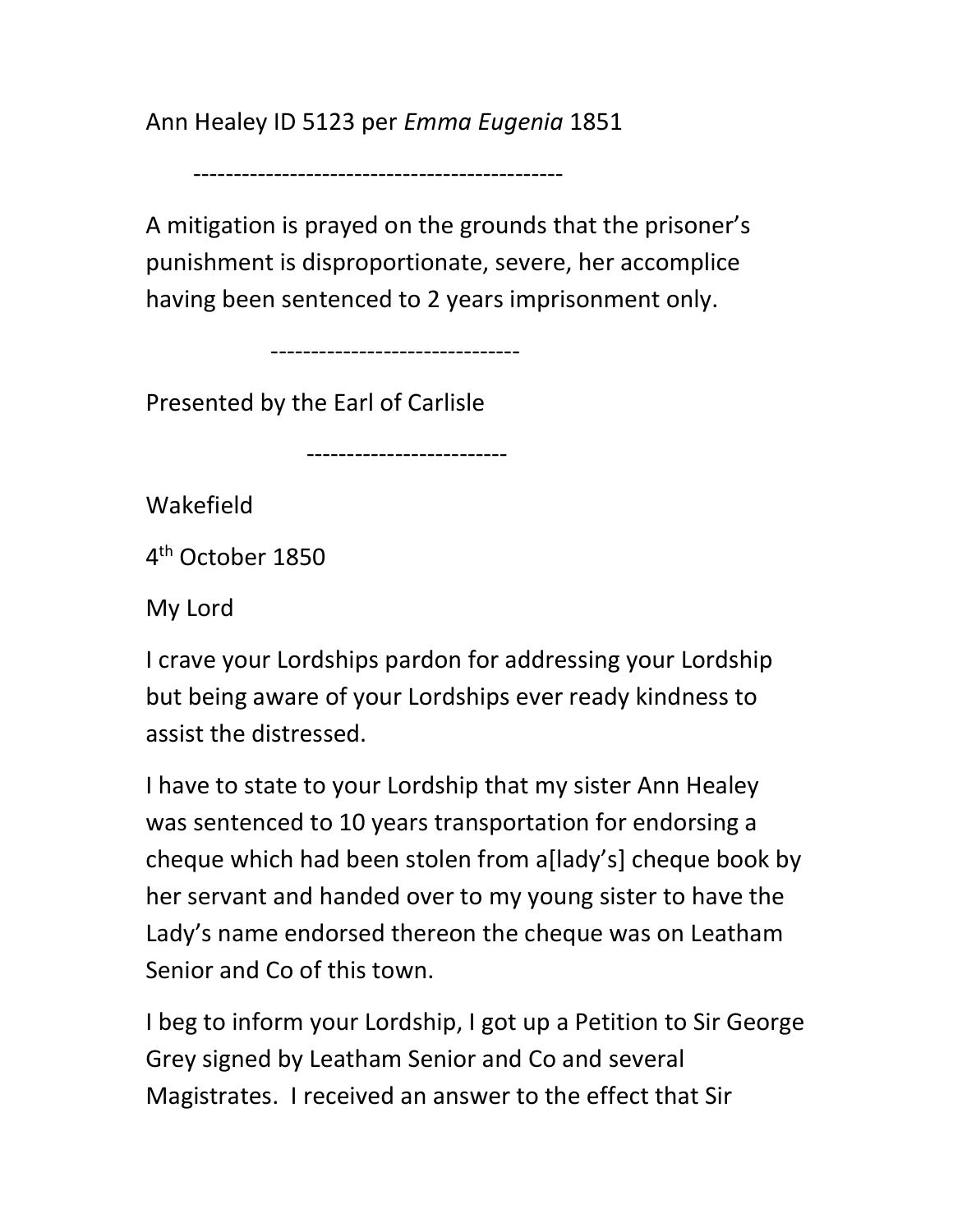Ann Healey ID 5123 per *Emma Eugenia* 1851

---

A mitigation is prayed on the grounds that the prisoner's punishment is disproportionate, severe, her accomplice having been sentenced to 2 years imprisonment only.

---

Presented by the Earl of Carlisle

---

Wakefield

4th October 1850

My Lord

I crave your Lordships pardon for addressing your Lordship but being aware of your Lordships ever ready kindness to assist the distressed.

I have to state to your Lordship that my sister Ann Healey was sentenced to 10 years transportation for endorsing a cheque which had been stolen from a[lady's] cheque book by her servant and handed over to my young sister to have the Lady's name endorsed thereon the cheque was on Leatham Senior and Co of this town.

I beg to inform your Lordship, I got up a Petition to Sir George Grey signed by Leatham Senior and Co and several Magistrates. I received an answer to the effect that Sir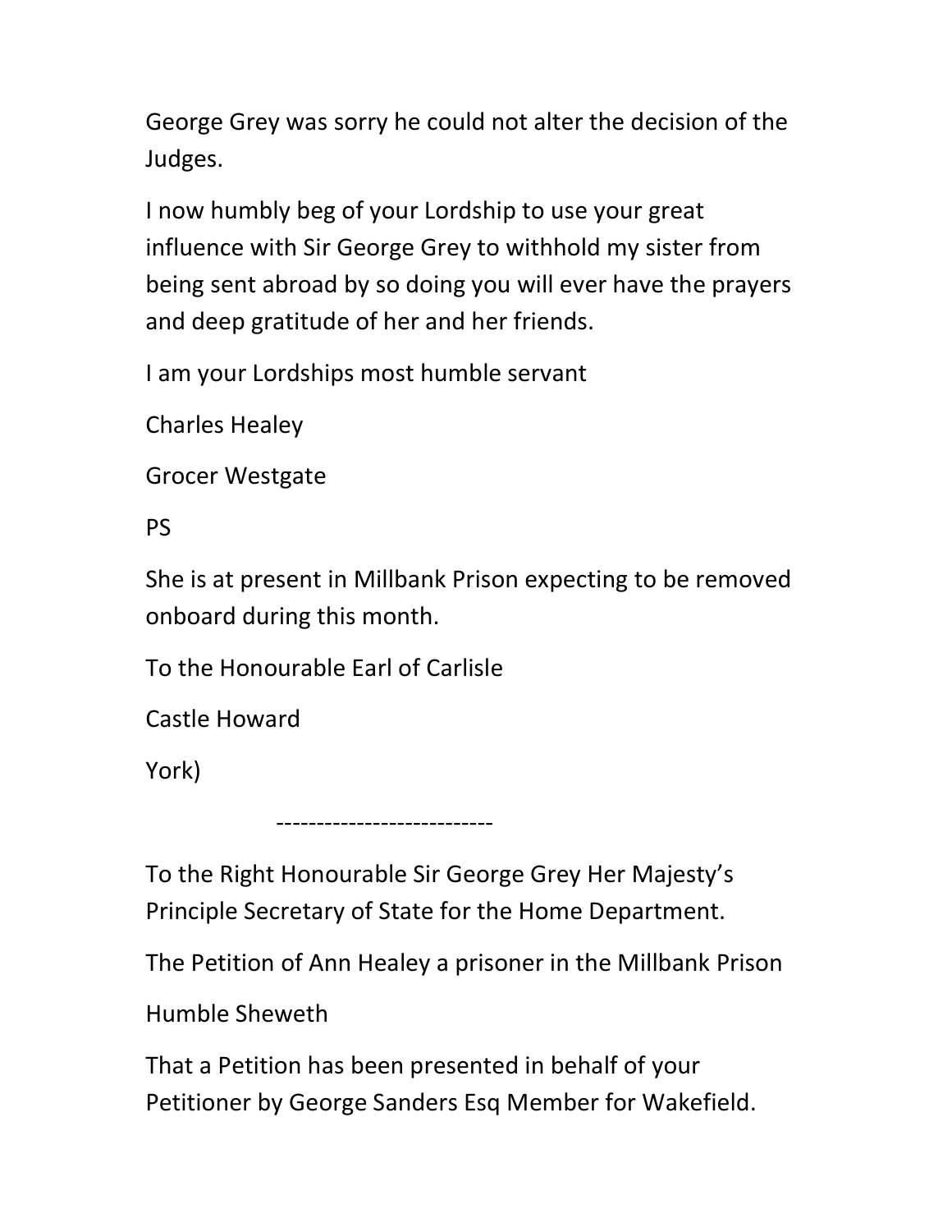George Grey was sorry he could not alter the decision of the Judges.

I now humbly beg of your Lordship to use your great influence with Sir George Grey to withhold my sister from being sent abroad by so doing you will ever have the prayers and deep gratitude of her and her friends.

I am your Lordships most humble servant

Charles Healey

Grocer Westgate

PS

She is at present in Millbank Prison expecting to be removed onboard during this month.

To the Honourable Earl of Carlisle

Castle Howard

York)

---------------------------

To the Right Honourable Sir George Grey Her Majesty's Principle Secretary of State for the Home Department.

The Petition of Ann Healey a prisoner in the Millbank Prison

Humble Sheweth

That a Petition has been presented in behalf of your Petitioner by George Sanders Esq Member for Wakefield.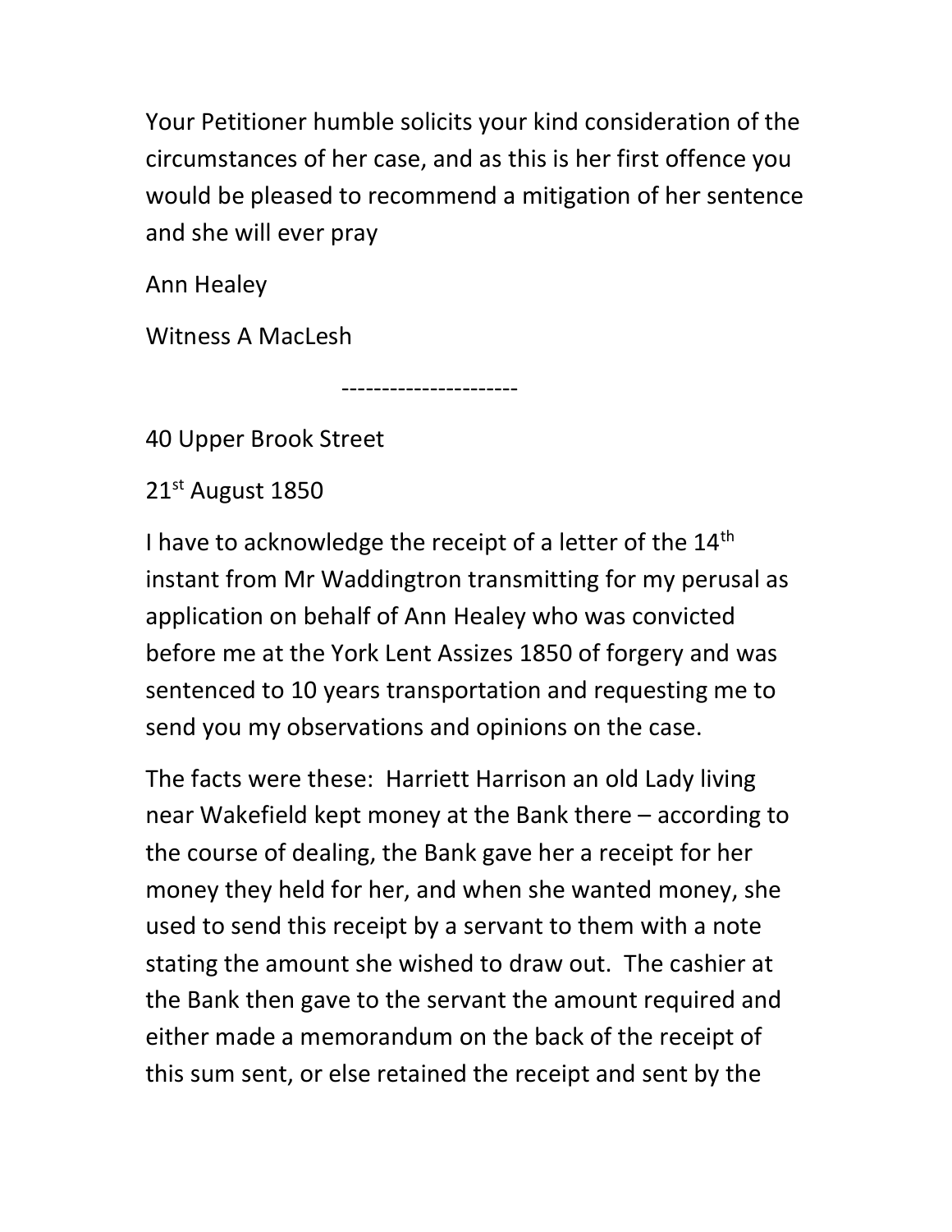Your Petitioner humble solicits your kind consideration of the circumstances of her case, and as this is her first offence you would be pleased to recommend a mitigation of her sentence and she will ever pray

Ann Healey

Witness A MacLesh

---

40 Upper Brook Street

21st August 1850

I have to acknowledge the receipt of a letter of the 14th instant from Mr Waddingtron transmitting for my perusal as application on behalf of Ann Healey who was convicted before me at the York Lent Assizes 1850 of forgery and was sentenced to 10 years transportation and requesting me to send you my observations and opinions on the case.

The facts were these: Harriett Harrison an old Lady living near Wakefield kept money at the Bank there – according to the course of dealing, the Bank gave her a receipt for her money they held for her, and when she wanted money, she used to send this receipt by a servant to them with a note stating the amount she wished to draw out. The cashier at the Bank then gave to the servant the amount required and either made a memorandum on the back of the receipt of this sum sent, or else retained the receipt and sent by the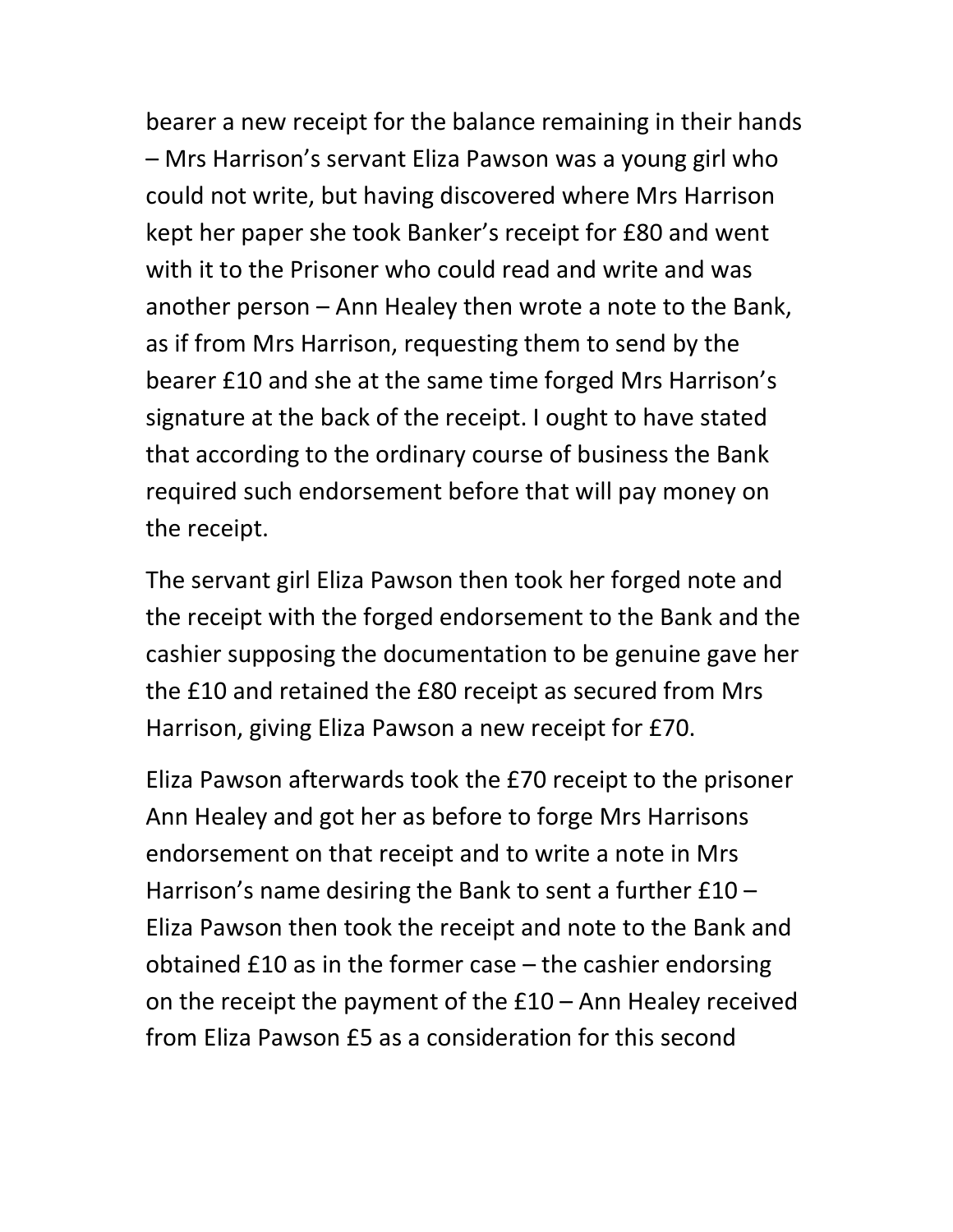bearer a new receipt for the balance remaining in their hands – Mrs Harrison's servant Eliza Pawson was a young girl who could not write, but having discovered where Mrs Harrison kept her paper she took Banker's receipt for £80 and went with it to the Prisoner who could read and write and was another person – Ann Healey then wrote a note to the Bank, as if from Mrs Harrison, requesting them to send by the bearer £10 and she at the same time forged Mrs Harrison's signature at the back of the receipt. I ought to have stated that according to the ordinary course of business the Bank required such endorsement before that will pay money on the receipt.

The servant girl Eliza Pawson then took her forged note and the receipt with the forged endorsement to the Bank and the cashier supposing the documentation to be genuine gave her the £10 and retained the £80 receipt as secured from Mrs Harrison, giving Eliza Pawson a new receipt for £70.

Eliza Pawson afterwards took the £70 receipt to the prisoner Ann Healey and got her as before to forge Mrs Harrisons endorsement on that receipt and to write a note in Mrs Harrison's name desiring the Bank to sent a further £10 – Eliza Pawson then took the receipt and note to the Bank and obtained £10 as in the former case – the cashier endorsing on the receipt the payment of the £10 – Ann Healey received from Eliza Pawson £5 as a consideration for this second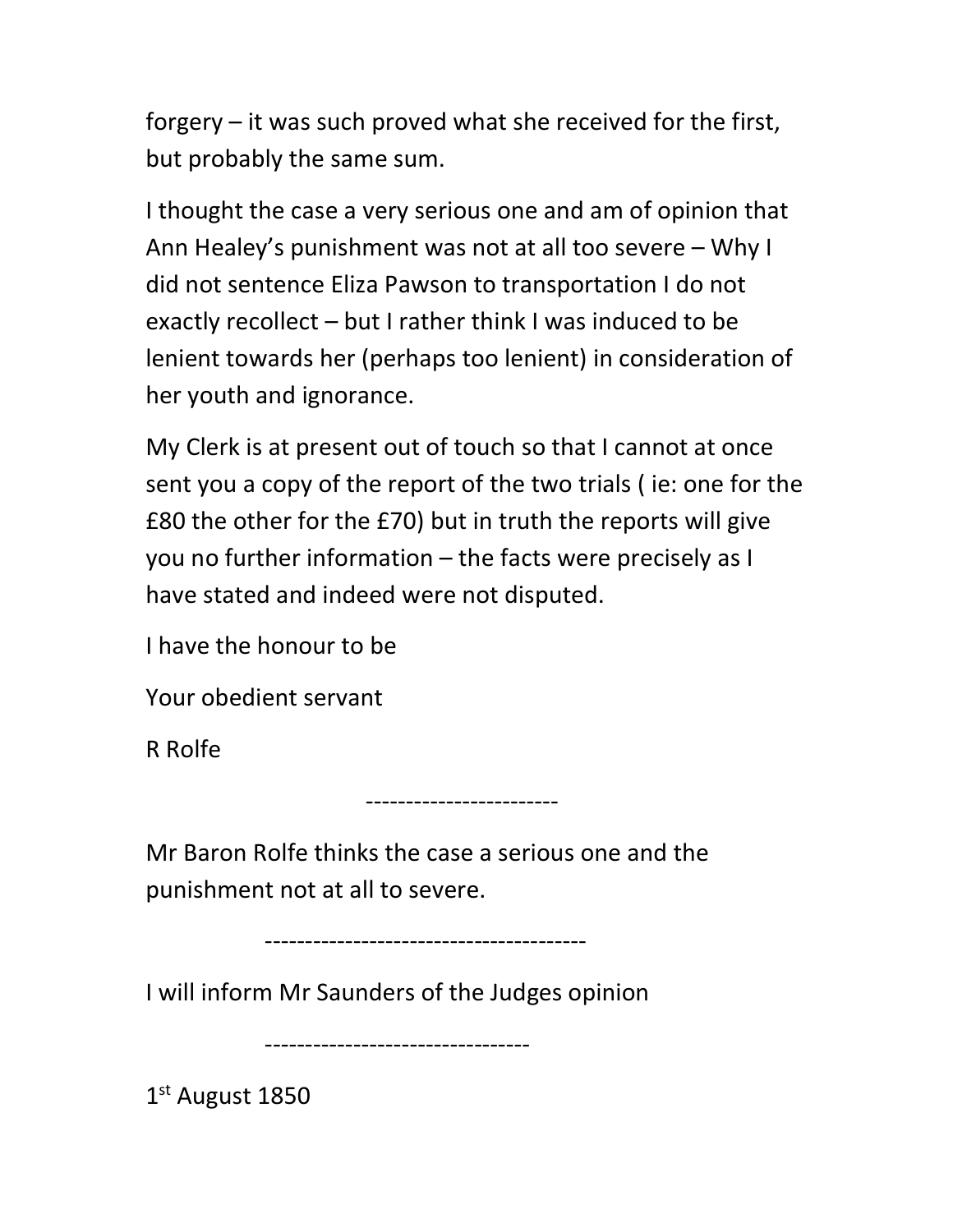forgery – it was such proved what she received for the first, but probably the same sum.

I thought the case a very serious one and am of opinion that Ann Healey's punishment was not at all too severe – Why I did not sentence Eliza Pawson to transportation I do not exactly recollect – but I rather think I was induced to be lenient towards her (perhaps too lenient) in consideration of her youth and ignorance.

My Clerk is at present out of touch so that I cannot at once sent you a copy of the report of the two trials ( ie: one for the £80 the other for the £70) but in truth the reports will give you no further information – the facts were precisely as I have stated and indeed were not disputed.

I have the honour to be

Your obedient servant

R Rolfe

------------------------

Mr Baron Rolfe thinks the case a serious one and the punishment not at all to severe.

---------------------------------------

I will inform Mr Saunders of the Judges opinion

--------------------------------

1st August 1850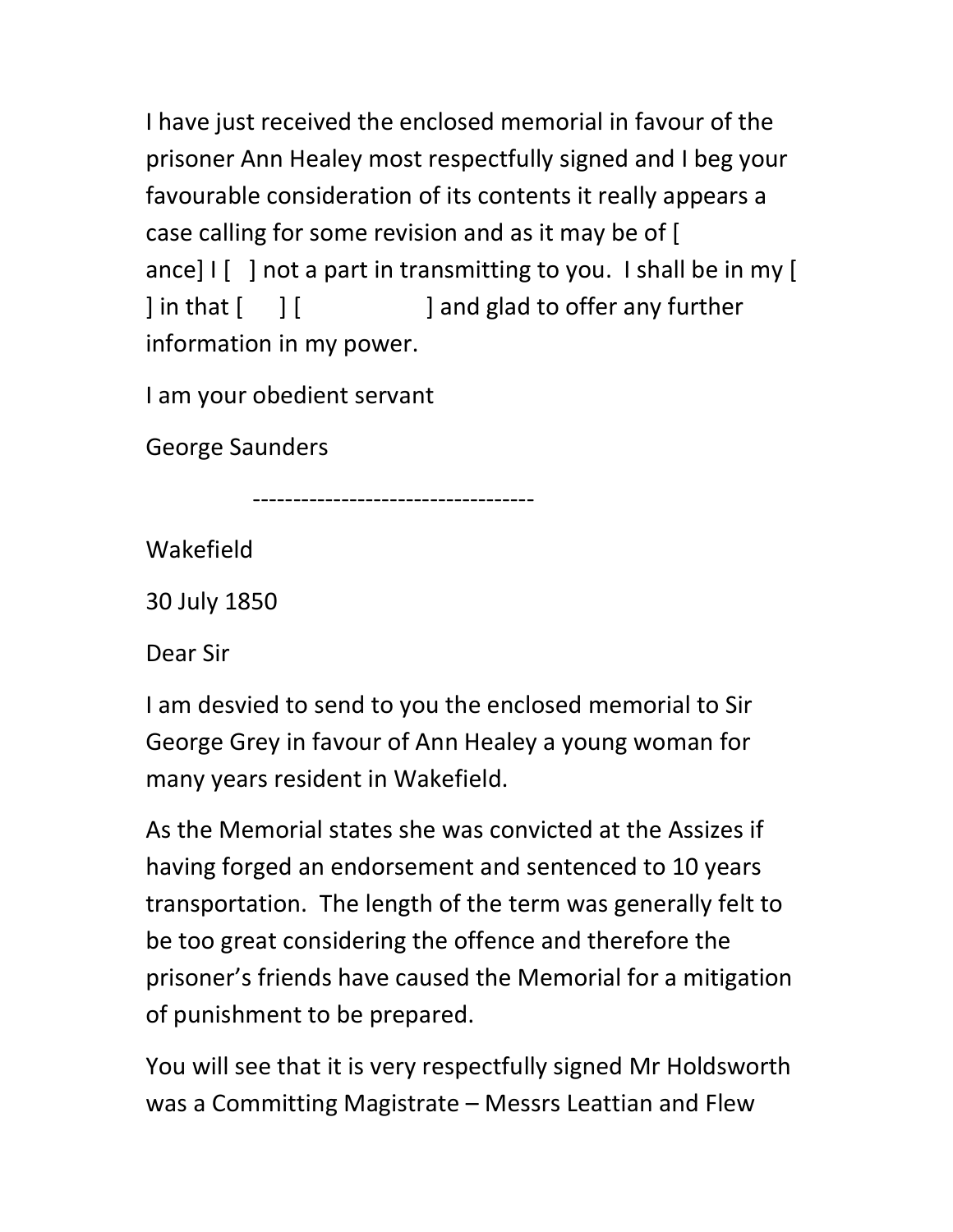I have just received the enclosed memorial in favour of the prisoner Ann Healey most respectfully signed and I beg your favourable consideration of its contents it really appears a case calling for some revision and as it may be of [ ance] I [ ] not a part in transmitting to you. I shall be in my [ ] in that [ ] [ ] and glad to offer any further information in my power.

I am your obedient servant

George Saunders

-----------------------------------

Wakefield

30 July 1850

Dear Sir

I am desvied to send to you the enclosed memorial to Sir George Grey in favour of Ann Healey a young woman for many years resident in Wakefield.

As the Memorial states she was convicted at the Assizes if having forged an endorsement and sentenced to 10 years transportation. The length of the term was generally felt to be too great considering the offence and therefore the prisoner's friends have caused the Memorial for a mitigation of punishment to be prepared.

You will see that it is very respectfully signed Mr Holdsworth was a Committing Magistrate – Messrs Leattian and Flew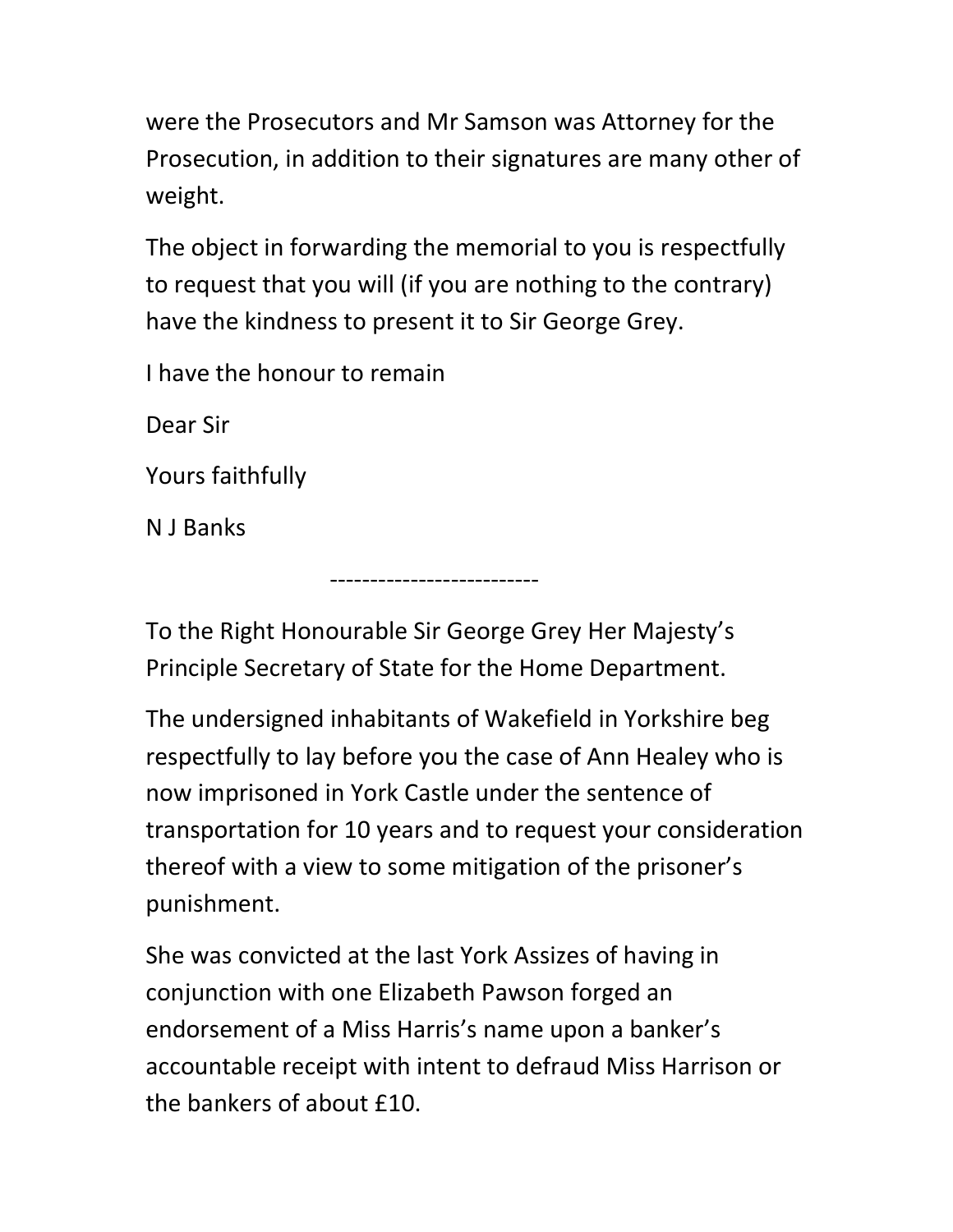were the Prosecutors and Mr Samson was Attorney for the Prosecution, in addition to their signatures are many other of weight.

The object in forwarding the memorial to you is respectfully to request that you will (if you are nothing to the contrary) have the kindness to present it to Sir George Grey.

I have the honour to remain

Dear Sir

Yours faithfully

N J Banks

--------------------------

To the Right Honourable Sir George Grey Her Majesty's Principle Secretary of State for the Home Department.

The undersigned inhabitants of Wakefield in Yorkshire beg respectfully to lay before you the case of Ann Healey who is now imprisoned in York Castle under the sentence of transportation for 10 years and to request your consideration thereof with a view to some mitigation of the prisoner's punishment.

She was convicted at the last York Assizes of having in conjunction with one Elizabeth Pawson forged an endorsement of a Miss Harris's name upon a banker's accountable receipt with intent to defraud Miss Harrison or the bankers of about £10.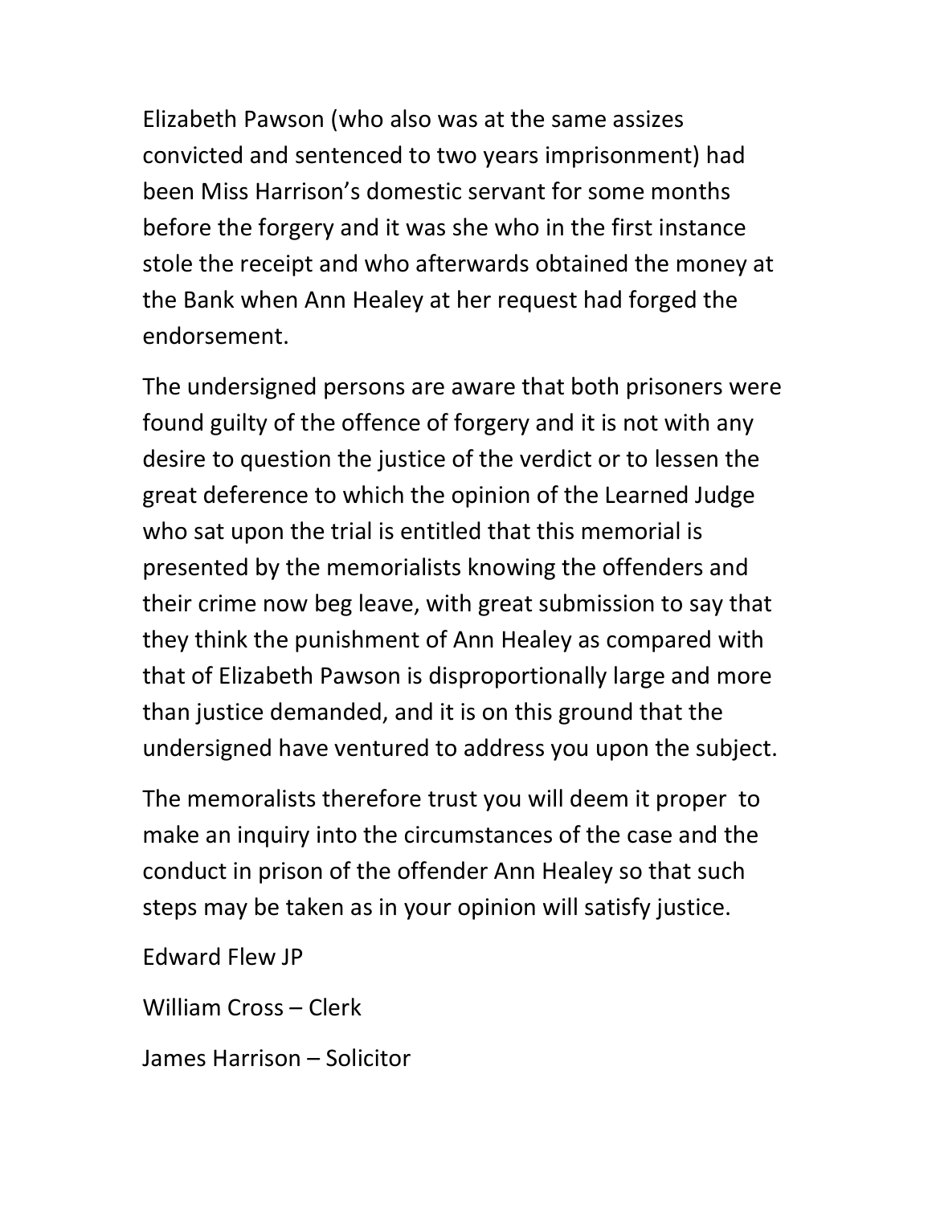Elizabeth Pawson (who also was at the same assizes convicted and sentenced to two years imprisonment) had been Miss Harrison's domestic servant for some months before the forgery and it was she who in the first instance stole the receipt and who afterwards obtained the money at the Bank when Ann Healey at her request had forged the endorsement.

The undersigned persons are aware that both prisoners were found guilty of the offence of forgery and it is not with any desire to question the justice of the verdict or to lessen the great deference to which the opinion of the Learned Judge who sat upon the trial is entitled that this memorial is presented by the memorialists knowing the offenders and their crime now beg leave, with great submission to say that they think the punishment of Ann Healey as compared with that of Elizabeth Pawson is disproportionally large and more than justice demanded, and it is on this ground that the undersigned have ventured to address you upon the subject.

The memoralists therefore trust you will deem it proper to make an inquiry into the circumstances of the case and the conduct in prison of the offender Ann Healey so that such steps may be taken as in your opinion will satisfy justice.

Edward Flew JP

William Cross – Clerk

James Harrison – Solicitor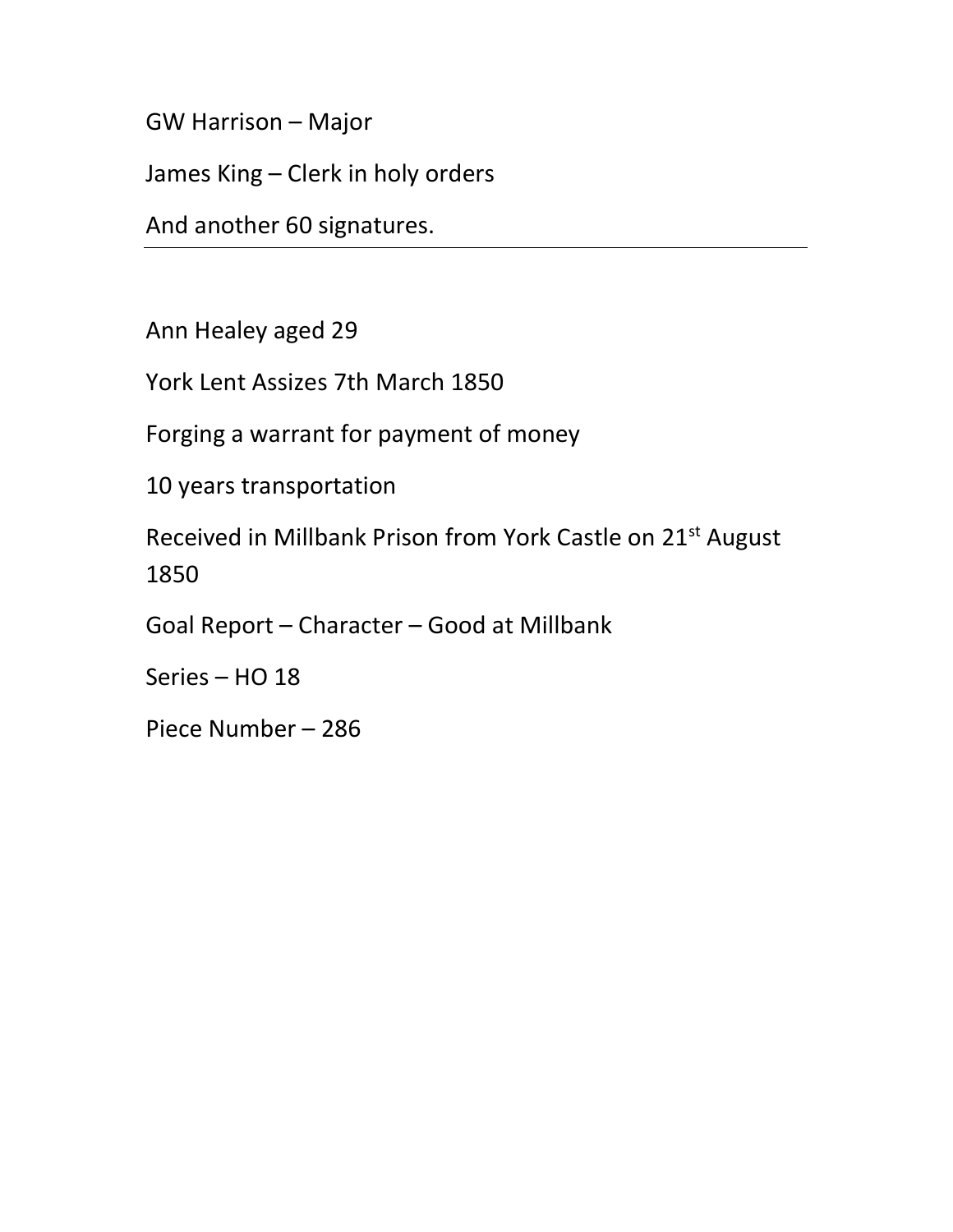GW Harrison – Major

James King – Clerk in holy orders

And another 60 signatures.

---

Ann Healey aged 29

York Lent Assizes 7th March 1850

Forging a warrant for payment of money

10 years transportation

Received in Millbank Prison from York Castle on 21st August 1850

Goal Report – Character – Good at Millbank

Series – HO 18

Piece Number – 286